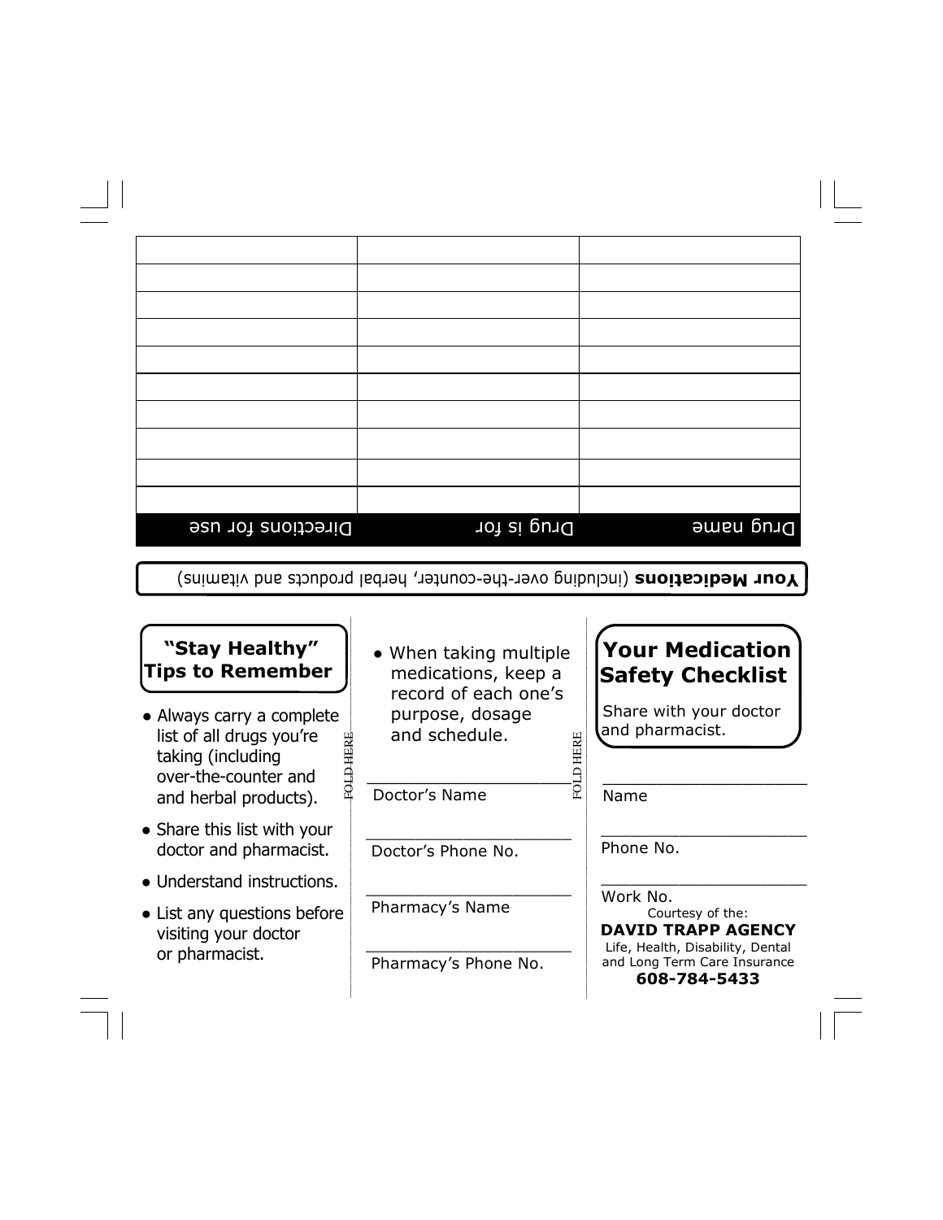## Your Medications (including over-the-counter, herbal products and vitamins)

| Drug name | Drug is for | Directions for use |
|---|---|---|
| | | |
| | | |
| | | |
| | | |
| | | |
| | | |
| | | |
| | | |
| | | |
| | | |

## "Stay Healthy" Tips to Remember

- Always carry a complete list of all drugs you're taking (including over-the-counter and and herbal products).
- Share this list with your doctor and pharmacist.
- Understand instructions.
- List any questions before visiting your doctor or pharmacist.
- When taking multiple medications, keep a record of each one's purpose, dosage and schedule.

FOLD HERE

______________________
Doctor's Name

______________________
Doctor's Phone No.

______________________
Pharmacy's Name

______________________
Pharmacy's Phone No.

FOLD HERE

## Your Medication Safety Checklist

Share with your doctor and pharmacist.

______________________
Name

______________________
Phone No.

______________________
Work No.

Courtesy of the:

**DAVID TRAPP AGENCY**

Life, Health, Disability, Dental and Long Term Care Insurance

**608-784-5433**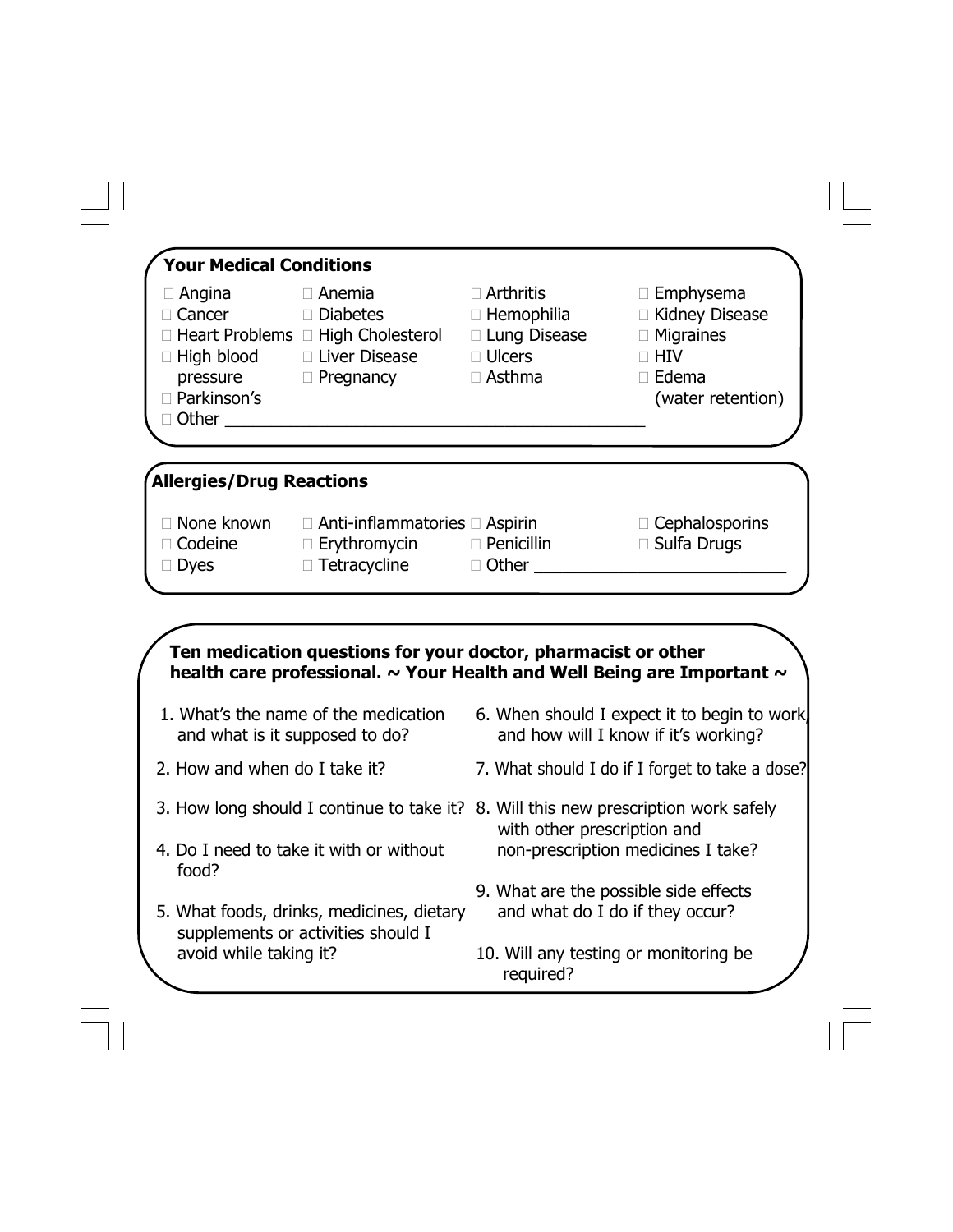## Your Medical Conditions

- ☐ Angina
- ☐ Cancer
- ☐ Heart Problems
- ☐ High blood pressure
- ☐ Parkinson's
- ☐ Anemia
- ☐ Diabetes
- ☐ High Cholesterol
- ☐ Liver Disease
- ☐ Pregnancy
- ☐ Arthritis
- ☐ Hemophilia
- ☐ Lung Disease
- ☐ Ulcers
- ☐ Asthma
- ☐ Emphysema
- ☐ Kidney Disease
- ☐ Migraines
- ☐ HIV
- ☐ Edema (water retention)
- ☐ Other ____________________________________________

## Allergies/Drug Reactions

- ☐ None known
- ☐ Codeine
- ☐ Dyes
- ☐ Anti-inflammatories
- ☐ Erythromycin
- ☐ Tetracycline
- ☐ Aspirin
- ☐ Penicillin
- ☐ Other ___________________________
- ☐ Cephalosporins
- ☐ Sulfa Drugs

## Ten medication questions for your doctor, pharmacist or other health care professional. ~ Your Health and Well Being are Important ~

1. What's the name of the medication and what is it supposed to do?
2. How and when do I take it?
3. How long should I continue to take it?
4. Do I need to take it with or without food?
5. What foods, drinks, medicines, dietary supplements or activities should I avoid while taking it?
6. When should I expect it to begin to work, and how will I know if it's working?
7. What should I do if I forget to take a dose?
8. Will this new prescription work safely with other prescription and non-prescription medicines I take?
9. What are the possible side effects and what do I do if they occur?
10. Will any testing or monitoring be required?